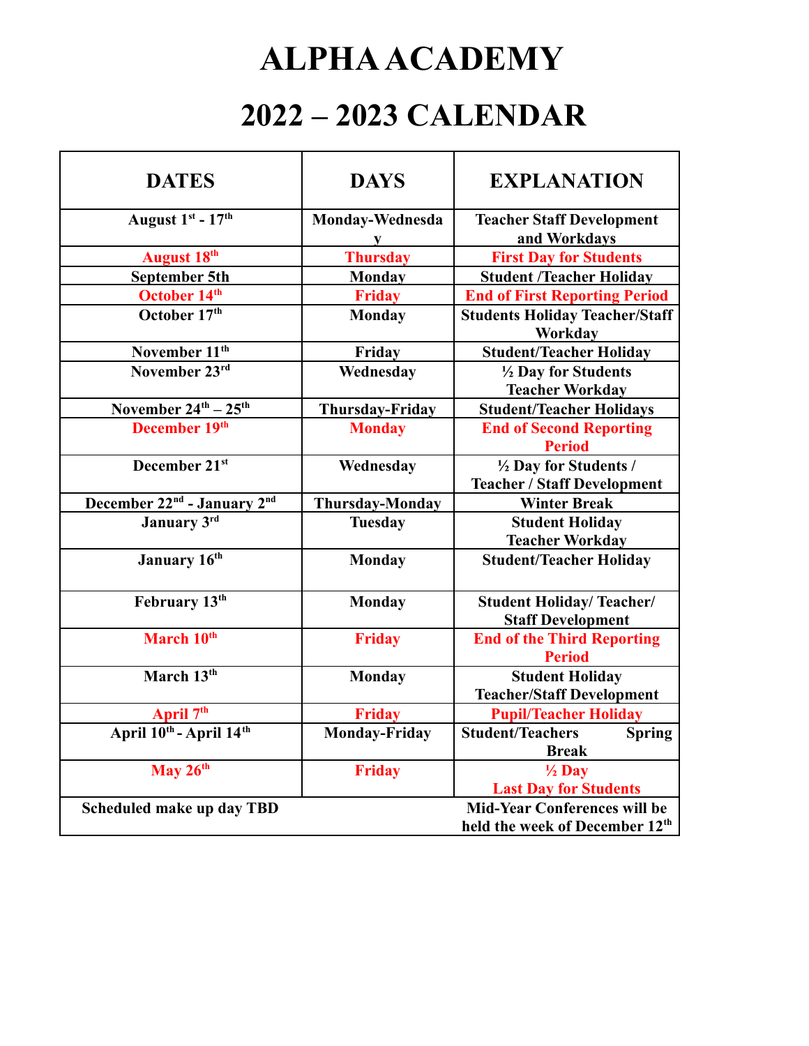# ALPHA ACADEMY

# 2022 – 2023 CALENDAR

| DATES | DAYS | EXPLANATION |
|---|---|---|
| August 1st - 17th | Monday-Wednesday | Teacher Staff Development and Workdays |
| August 18th | Thursday | First Day for Students |
| September 5th | Monday | Student /Teacher Holiday |
| October 14th | Friday | End of First Reporting Period |
| October 17th | Monday | Students Holiday Teacher/Staff Workday |
| November 11th | Friday | Student/Teacher Holiday |
| November 23rd | Wednesday | ½ Day for Students Teacher Workday |
| November 24th – 25th | Thursday-Friday | Student/Teacher Holidays |
| December 19th | Monday | End of Second Reporting Period |
| December 21st | Wednesday | ½ Day for Students / Teacher / Staff Development |
| December 22nd - January 2nd | Thursday-Monday | Winter Break |
| January 3rd | Tuesday | Student Holiday Teacher Workday |
| January 16th | Monday | Student/Teacher Holiday |
| February 13th | Monday | Student Holiday/ Teacher/ Staff Development |
| March 10th | Friday | End of the Third Reporting Period |
| March 13th | Monday | Student Holiday Teacher/Staff Development |
| April 7th | Friday | Pupil/Teacher Holiday |
| April 10th - April 14th | Monday-Friday | Student/Teachers Spring Break |
| May 26th | Friday | ½ Day Last Day for Students |
| Scheduled make up day TBD | | Mid-Year Conferences will be held the week of December 12th |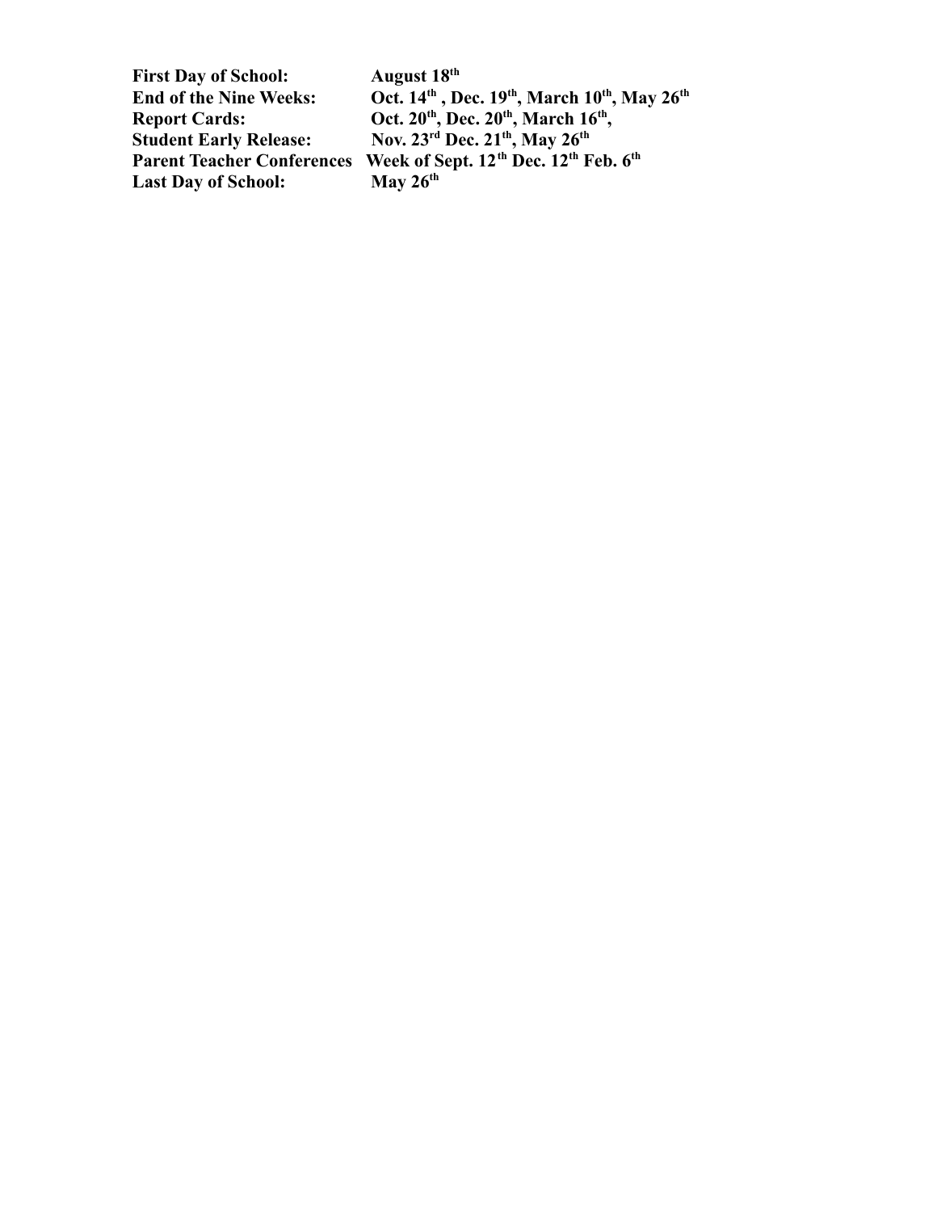**First Day of School:** August 18th
**End of the Nine Weeks:** Oct. 14th , Dec. 19th, March 10th, May 26th
**Report Cards:** Oct. 20th, Dec. 20th, March 16th,
**Student Early Release:** Nov. 23rd Dec. 21th, May 26th
**Parent Teacher Conferences** Week of Sept. 12th Dec. 12th Feb. 6th
**Last Day of School:** May 26th